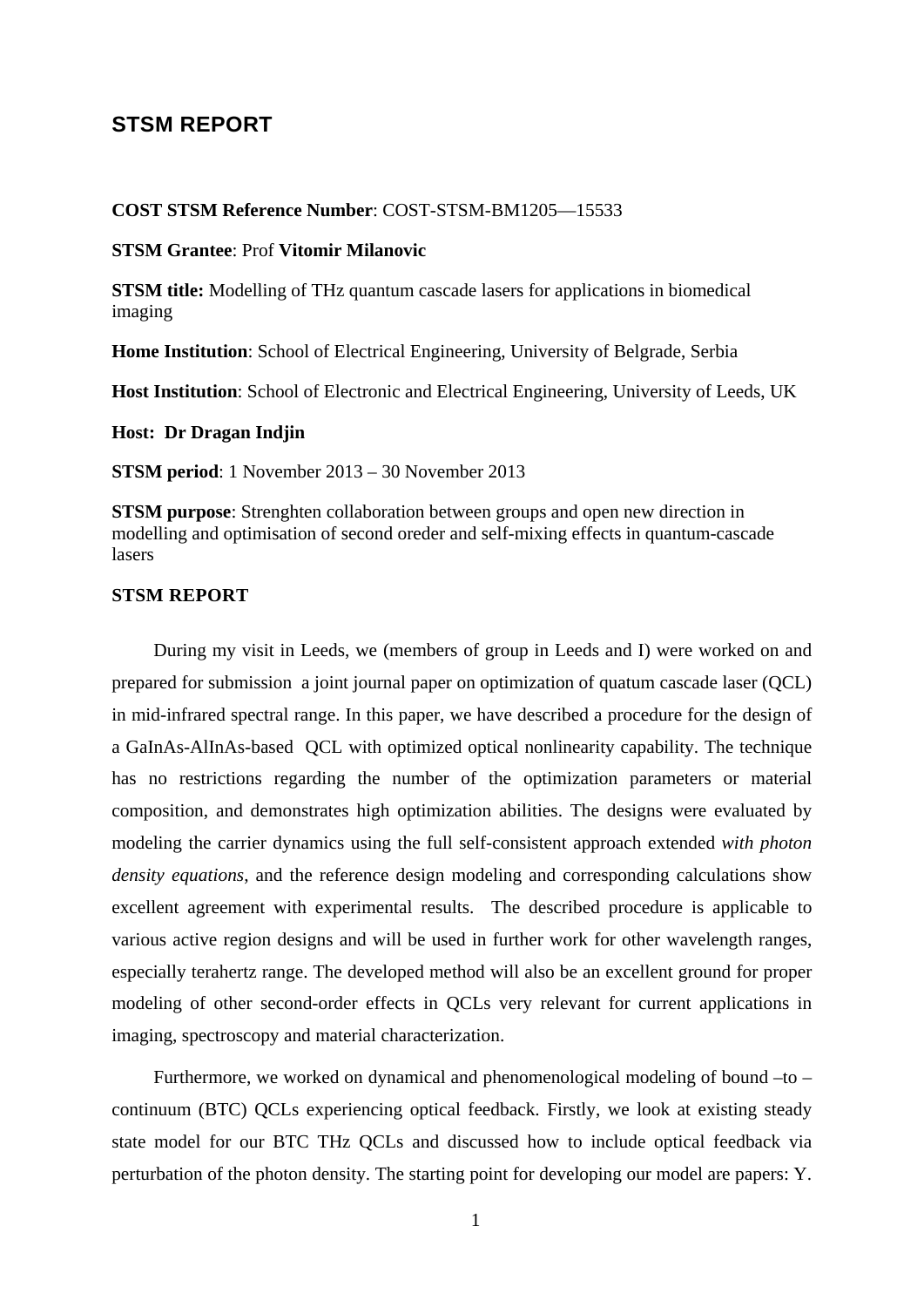# STSM REPORT

**COST STSM Reference Number**: COST-STSM-BM1205—15533

**STSM Grantee**: Prof **Vitomir Milanovic**

**STSM title:** Modelling of THz quantum cascade lasers for applications in biomedical imaging

**Home Institution**: School of Electrical Engineering, University of Belgrade, Serbia

**Host Institution**: School of Electronic and Electrical Engineering, University of Leeds, UK

**Host: Dr Dragan Indjin**

**STSM period**: 1 November 2013 – 30 November 2013

**STSM purpose**: Strenghten collaboration between groups and open new direction in modelling and optimisation of second oreder and self-mixing effects in quantum-cascade lasers

**STSM REPORT**

During my visit in Leeds, we (members of group in Leeds and I) were worked on and prepared for submission a joint journal paper on optimization of quatum cascade laser (QCL) in mid-infrared spectral range. In this paper, we have described a procedure for the design of a GaInAs-AlInAs-based QCL with optimized optical nonlinearity capability. The technique has no restrictions regarding the number of the optimization parameters or material composition, and demonstrates high optimization abilities. The designs were evaluated by modeling the carrier dynamics using the full self-consistent approach extended *with photon density equations*, and the reference design modeling and corresponding calculations show excellent agreement with experimental results. The described procedure is applicable to various active region designs and will be used in further work for other wavelength ranges, especially terahertz range. The developed method will also be an excellent ground for proper modeling of other second-order effects in QCLs very relevant for current applications in imaging, spectroscopy and material characterization.

Furthermore, we worked on dynamical and phenomenological modeling of bound –to –continuum (BTC) QCLs experiencing optical feedback. Firstly, we look at existing steady state model for our BTC THz QCLs and discussed how to include optical feedback via perturbation of the photon density. The starting point for developing our model are papers: Y.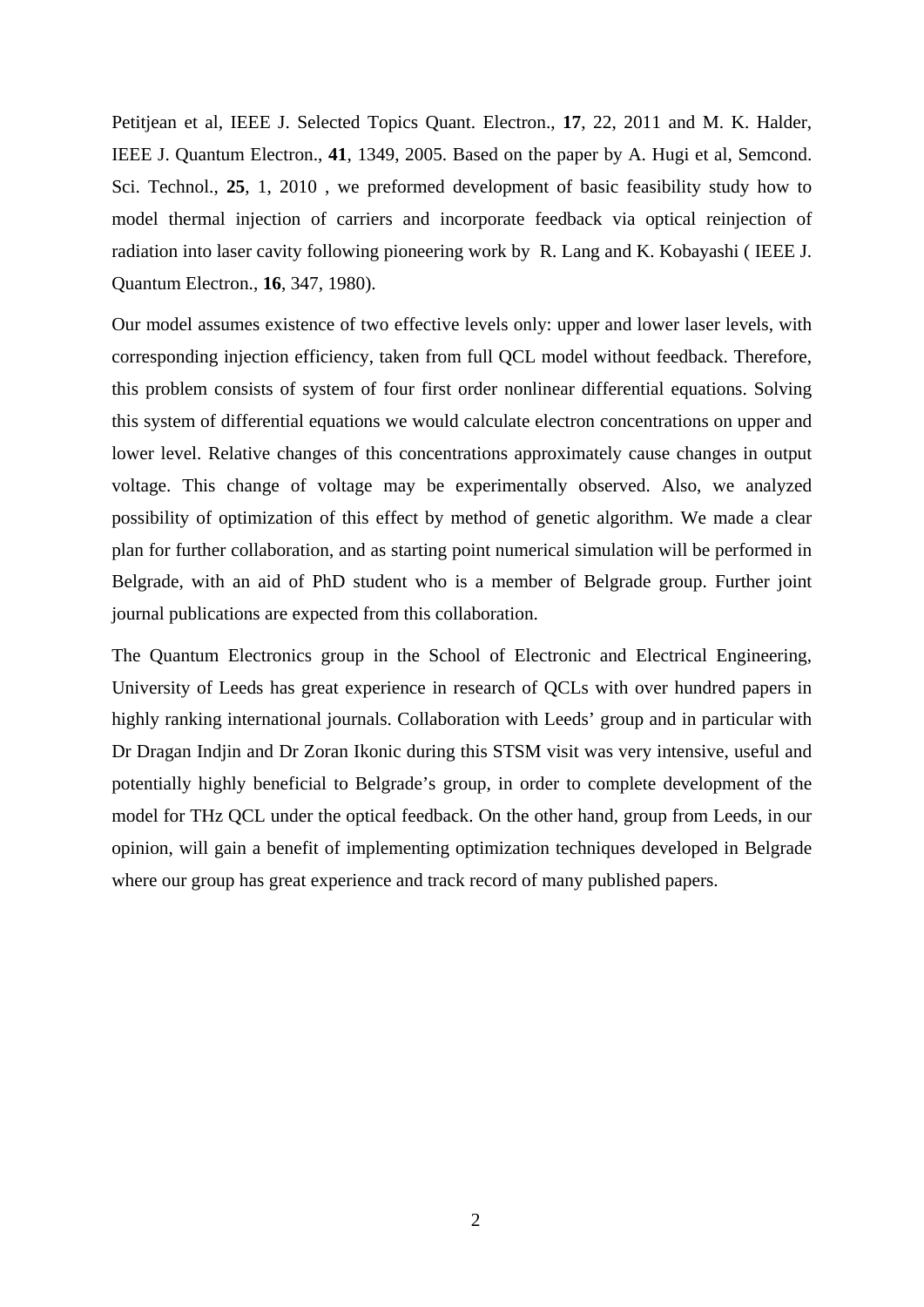Petitjean et al, IEEE J. Selected Topics Quant. Electron., **17**, 22, 2011 and M. K. Halder, IEEE J. Quantum Electron., **41**, 1349, 2005. Based on the paper by A. Hugi et al, Semcond. Sci. Technol., **25**, 1, 2010 , we preformed development of basic feasibility study how to model thermal injection of carriers and incorporate feedback via optical reinjection of radiation into laser cavity following pioneering work by R. Lang and K. Kobayashi ( IEEE J. Quantum Electron., **16**, 347, 1980).

Our model assumes existence of two effective levels only: upper and lower laser levels, with corresponding injection efficiency, taken from full QCL model without feedback. Therefore, this problem consists of system of four first order nonlinear differential equations. Solving this system of differential equations we would calculate electron concentrations on upper and lower level. Relative changes of this concentrations approximately cause changes in output voltage. This change of voltage may be experimentally observed. Also, we analyzed possibility of optimization of this effect by method of genetic algorithm. We made a clear plan for further collaboration, and as starting point numerical simulation will be performed in Belgrade, with an aid of PhD student who is a member of Belgrade group. Further joint journal publications are expected from this collaboration.

The Quantum Electronics group in the School of Electronic and Electrical Engineering, University of Leeds has great experience in research of QCLs with over hundred papers in highly ranking international journals. Collaboration with Leeds' group and in particular with Dr Dragan Indjin and Dr Zoran Ikonic during this STSM visit was very intensive, useful and potentially highly beneficial to Belgrade's group, in order to complete development of the model for THz QCL under the optical feedback. On the other hand, group from Leeds, in our opinion, will gain a benefit of implementing optimization techniques developed in Belgrade where our group has great experience and track record of many published papers.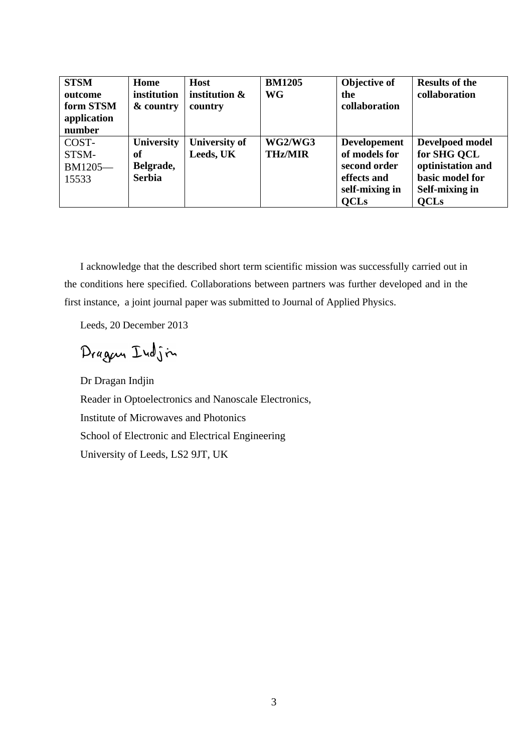| **STSM outcome form STSM application number** | **Home institution & country** | **Host institution & country** | **BM1205 WG** | **Objective of the collaboration** | **Results of the collaboration** |
| --- | --- | --- | --- | --- | --- |
| COST-STSM-BM1205—15533 | **University of Belgrade, Serbia** | **University of Leeds, UK** | **WG2/WG3 THz/MIR** | **Developement of models for second order effects and self-mixing in QCLs** | **Develpoed model for SHG QCL optinistation and basic model for Self-mixing in QCLs** |

I acknowledge that the described short term scientific mission was successfully carried out in the conditions here specified. Collaborations between partners was further developed and in the first instance, a joint journal paper was submitted to Journal of Applied Physics.

Leeds, 20 December 2013

Dragan Indjin

Dr Dragan Indjin

Reader in Optoelectronics and Nanoscale Electronics,

Institute of Microwaves and Photonics

School of Electronic and Electrical Engineering

University of Leeds, LS2 9JT, UK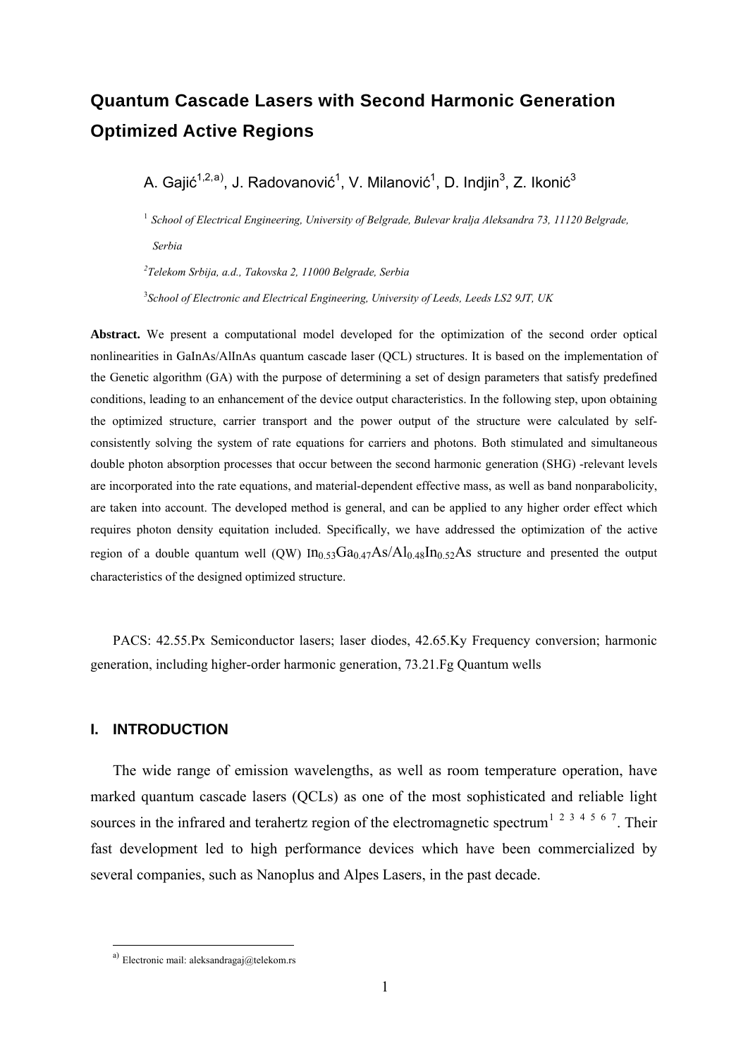# Quantum Cascade Lasers with Second Harmonic Generation Optimized Active Regions

A. Gajić[1,2,a)], J. Radovanović[1], V. Milanović[1], D. Indjin[3], Z. Ikonić[3]

[1] *School of Electrical Engineering, University of Belgrade, Bulevar kralja Aleksandra 73, 11120 Belgrade, Serbia*

[2] *Telekom Srbija, a.d., Takovska 2, 11000 Belgrade, Serbia*

[3] *School of Electronic and Electrical Engineering, University of Leeds, Leeds LS2 9JT, UK*

**Abstract.** We present a computational model developed for the optimization of the second order optical nonlinearities in GaInAs/AlInAs quantum cascade laser (QCL) structures. It is based on the implementation of the Genetic algorithm (GA) with the purpose of determining a set of design parameters that satisfy predefined conditions, leading to an enhancement of the device output characteristics. In the following step, upon obtaining the optimized structure, carrier transport and the power output of the structure were calculated by self-consistently solving the system of rate equations for carriers and photons. Both stimulated and simultaneous double photon absorption processes that occur between the second harmonic generation (SHG) -relevant levels are incorporated into the rate equations, and material-dependent effective mass, as well as band nonparabolicity, are taken into account. The developed method is general, and can be applied to any higher order effect which requires photon density equitation included. Specifically, we have addressed the optimization of the active region of a double quantum well (QW) $In_{0.53}Ga_{0.47}As/Al_{0.48}In_{0.52}As$ structure and presented the output characteristics of the designed optimized structure.

PACS: 42.55.Px Semiconductor lasers; laser diodes, 42.65.Ky Frequency conversion; harmonic generation, including higher-order harmonic generation, 73.21.Fg Quantum wells

## I. INTRODUCTION

The wide range of emission wavelengths, as well as room temperature operation, have marked quantum cascade lasers (QCLs) as one of the most sophisticated and reliable light sources in the infrared and terahertz region of the electromagnetic spectrum[1 2 3 4 5 6 7]. Their fast development led to high performance devices which have been commercialized by several companies, such as Nanoplus and Alpes Lasers, in the past decade.

[a)] Electronic mail: aleksandragaj@telekom.rs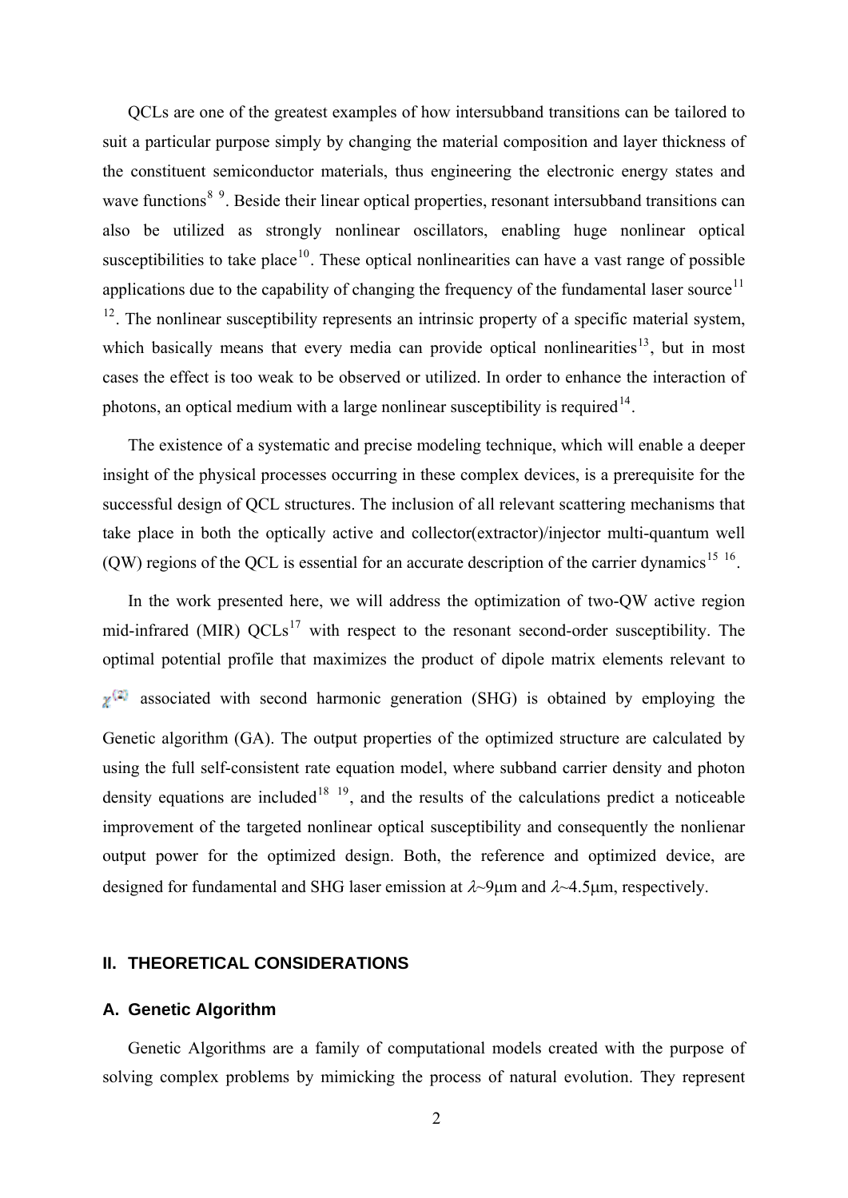QCLs are one of the greatest examples of how intersubband transitions can be tailored to suit a particular purpose simply by changing the material composition and layer thickness of the constituent semiconductor materials, thus engineering the electronic energy states and wave functions[8 9]. Beside their linear optical properties, resonant intersubband transitions can also be utilized as strongly nonlinear oscillators, enabling huge nonlinear optical susceptibilities to take place[10]. These optical nonlinearities can have a vast range of possible applications due to the capability of changing the frequency of the fundamental laser source[11 12]. The nonlinear susceptibility represents an intrinsic property of a specific material system, which basically means that every media can provide optical nonlinearities[13], but in most cases the effect is too weak to be observed or utilized. In order to enhance the interaction of photons, an optical medium with a large nonlinear susceptibility is required[14].

The existence of a systematic and precise modeling technique, which will enable a deeper insight of the physical processes occurring in these complex devices, is a prerequisite for the successful design of QCL structures. The inclusion of all relevant scattering mechanisms that take place in both the optically active and collector(extractor)/injector multi-quantum well (QW) regions of the QCL is essential for an accurate description of the carrier dynamics[15 16].

In the work presented here, we will address the optimization of two-QW active region mid-infrared (MIR) QCLs[17] with respect to the resonant second-order susceptibility. The optimal potential profile that maximizes the product of dipole matrix elements relevant to $\chi^{(2)}$ associated with second harmonic generation (SHG) is obtained by employing the Genetic algorithm (GA). The output properties of the optimized structure are calculated by using the full self-consistent rate equation model, where subband carrier density and photon density equations are included[18 19], and the results of the calculations predict a noticeable improvement of the targeted nonlinear optical susceptibility and consequently the nonlienar output power for the optimized design. Both, the reference and optimized device, are designed for fundamental and SHG laser emission at $\lambda$~9μm and $\lambda$~4.5μm, respectively.

## II. THEORETICAL CONSIDERATIONS

### A. Genetic Algorithm

Genetic Algorithms are a family of computational models created with the purpose of solving complex problems by mimicking the process of natural evolution. They represent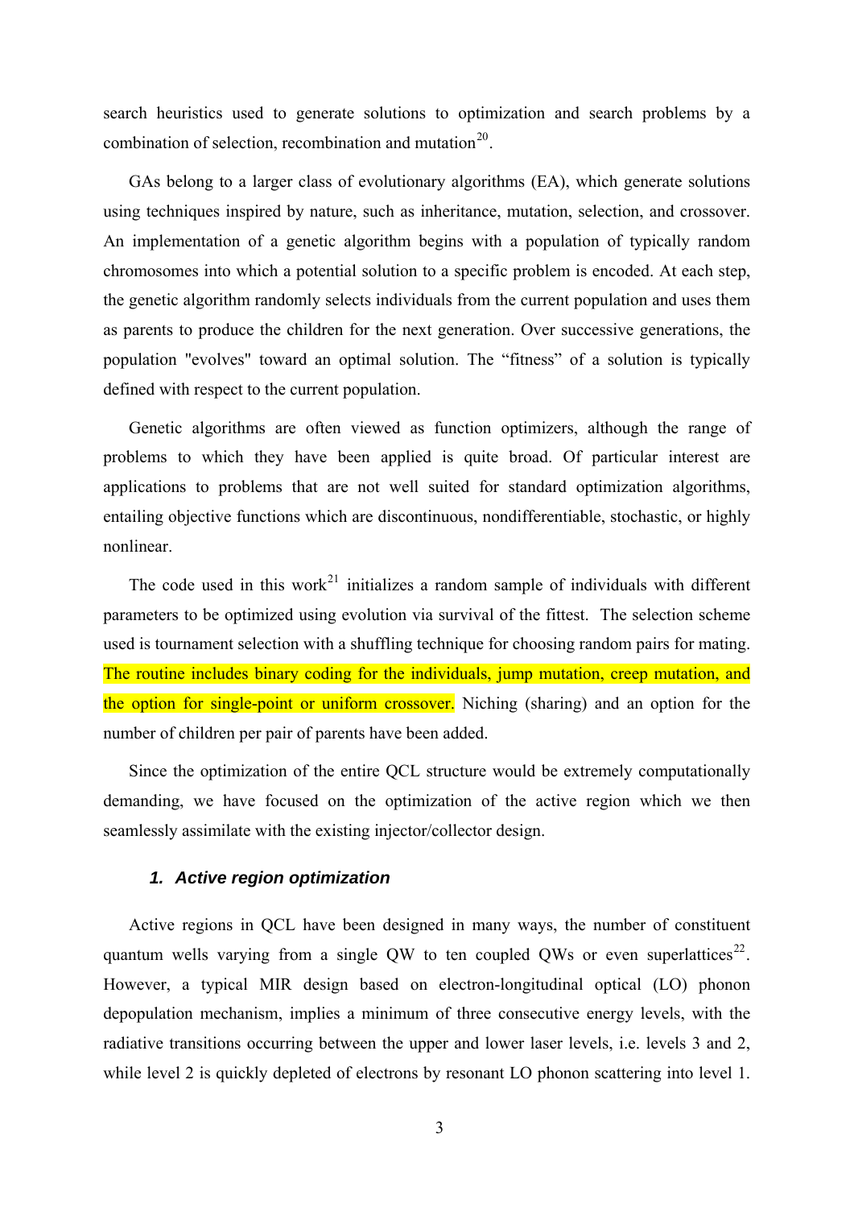search heuristics used to generate solutions to optimization and search problems by a combination of selection, recombination and mutation[20].

GAs belong to a larger class of evolutionary algorithms (EA), which generate solutions using techniques inspired by nature, such as inheritance, mutation, selection, and crossover. An implementation of a genetic algorithm begins with a population of typically random chromosomes into which a potential solution to a specific problem is encoded. At each step, the genetic algorithm randomly selects individuals from the current population and uses them as parents to produce the children for the next generation. Over successive generations, the population "evolves" toward an optimal solution. The "fitness" of a solution is typically defined with respect to the current population.

Genetic algorithms are often viewed as function optimizers, although the range of problems to which they have been applied is quite broad. Of particular interest are applications to problems that are not well suited for standard optimization algorithms, entailing objective functions which are discontinuous, nondifferentiable, stochastic, or highly nonlinear.

The code used in this work[21] initializes a random sample of individuals with different parameters to be optimized using evolution via survival of the fittest. The selection scheme used is tournament selection with a shuffling technique for choosing random pairs for mating. The routine includes binary coding for the individuals, jump mutation, creep mutation, and the option for single-point or uniform crossover. Niching (sharing) and an option for the number of children per pair of parents have been added.

Since the optimization of the entire QCL structure would be extremely computationally demanding, we have focused on the optimization of the active region which we then seamlessly assimilate with the existing injector/collector design.

### *1. Active region optimization*

Active regions in QCL have been designed in many ways, the number of constituent quantum wells varying from a single QW to ten coupled QWs or even superlattices[22]. However, a typical MIR design based on electron-longitudinal optical (LO) phonon depopulation mechanism, implies a minimum of three consecutive energy levels, with the radiative transitions occurring between the upper and lower laser levels, i.e. levels 3 and 2, while level 2 is quickly depleted of electrons by resonant LO phonon scattering into level 1.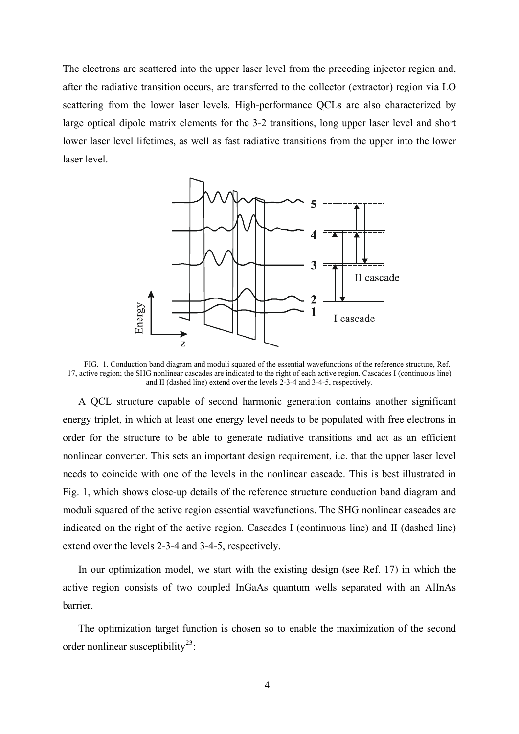The electrons are scattered into the upper laser level from the preceding injector region and, after the radiative transition occurs, are transferred to the collector (extractor) region via LO scattering from the lower laser levels. High-performance QCLs are also characterized by large optical dipole matrix elements for the 3-2 transitions, long upper laser level and short lower laser level lifetimes, as well as fast radiative transitions from the upper into the lower laser level.

FIG. 1. Conduction band diagram and moduli squared of the essential wavefunctions of the reference structure, Ref. 17, active region; the SHG nonlinear cascades are indicated to the right of each active region. Cascades I (continuous line) and II (dashed line) extend over the levels 2-3-4 and 3-4-5, respectively.

A QCL structure capable of second harmonic generation contains another significant energy triplet, in which at least one energy level needs to be populated with free electrons in order for the structure to be able to generate radiative transitions and act as an efficient nonlinear converter. This sets an important design requirement, i.e. that the upper laser level needs to coincide with one of the levels in the nonlinear cascade. This is best illustrated in Fig. 1, which shows close-up details of the reference structure conduction band diagram and moduli squared of the active region essential wavefunctions. The SHG nonlinear cascades are indicated on the right of the active region. Cascades I (continuous line) and II (dashed line) extend over the levels 2-3-4 and 3-4-5, respectively.

In our optimization model, we start with the existing design (see Ref. 17) in which the active region consists of two coupled InGaAs quantum wells separated with an AlInAs barrier.

The optimization target function is chosen so to enable the maximization of the second order nonlinear susceptibility[23]: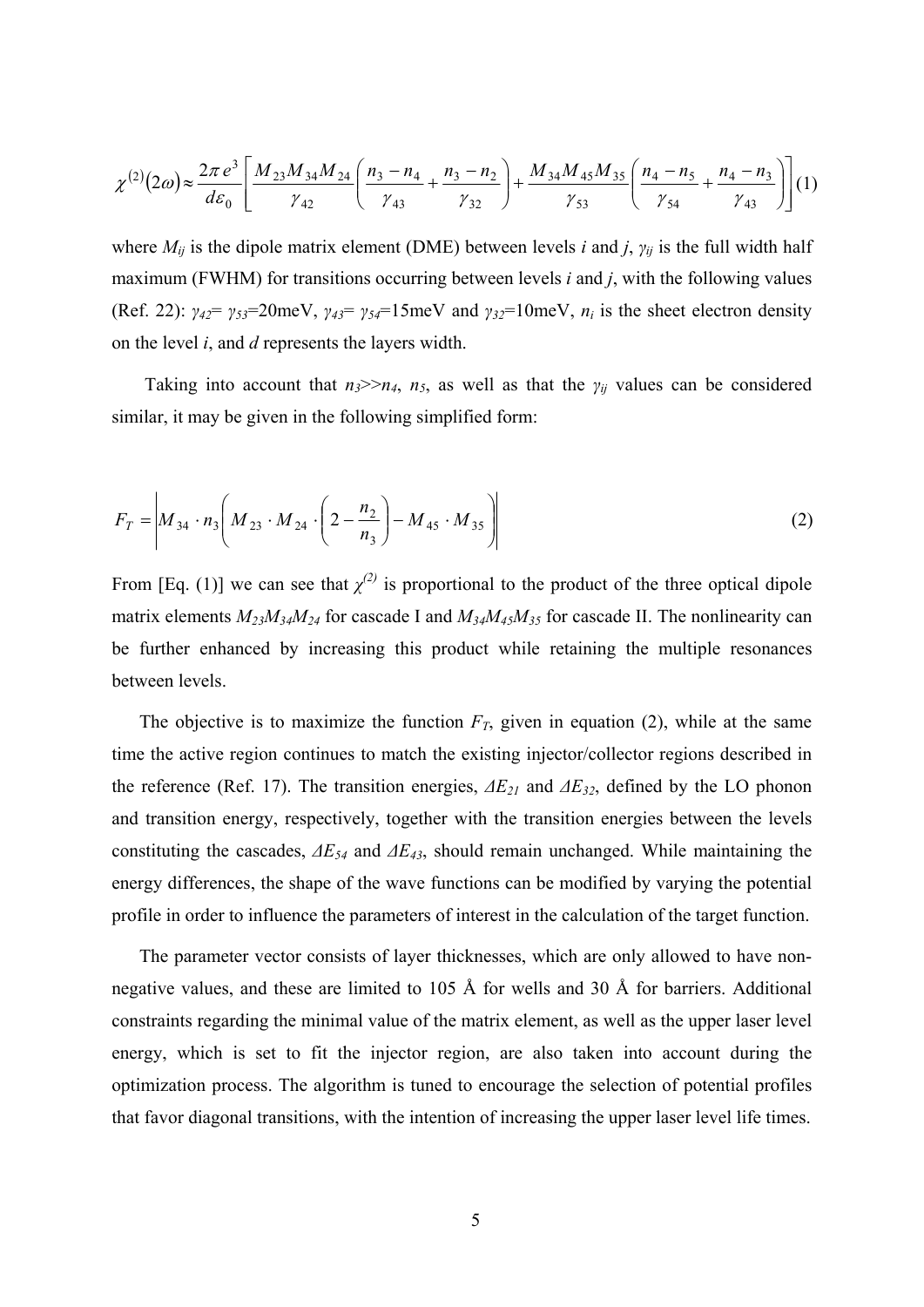$$\chi^{(2)}(2\omega) \approx \frac{2\pi e^3}{d\varepsilon_0}\left[\frac{M_{23}M_{34}M_{24}}{\gamma_{42}}\left(\frac{n_3 - n_4}{\gamma_{43}} + \frac{n_3 - n_2}{\gamma_{32}}\right) + \frac{M_{34}M_{45}M_{35}}{\gamma_{53}}\left(\frac{n_4 - n_5}{\gamma_{54}} + \frac{n_4 - n_3}{\gamma_{43}}\right)\right] \quad (1)$$

where $M_{ij}$ is the dipole matrix element (DME) between levels $i$ and $j$, $\gamma_{ij}$ is the full width half maximum (FWHM) for transitions occurring between levels $i$ and $j$, with the following values (Ref. 22): $\gamma_{42}= \gamma_{53}$=20meV, $\gamma_{43}= \gamma_{54}$=15meV and $\gamma_{32}$=10meV, $n_i$ is the sheet electron density on the level $i$, and $d$ represents the layers width.

Taking into account that $n_3 >> n_4$, $n_5$, as well as that the $\gamma_{ij}$ values can be considered similar, it may be given in the following simplified form:

$$F_T = \left| M_{34} \cdot n_3 \left( M_{23} \cdot M_{24} \cdot \left( 2 - \frac{n_2}{n_3} \right) - M_{45} \cdot M_{35} \right) \right| \quad (2)$$

From [Eq. (1)] we can see that $\chi^{(2)}$ is proportional to the product of the three optical dipole matrix elements $M_{23}M_{34}M_{24}$ for cascade I and $M_{34}M_{45}M_{35}$ for cascade II. The nonlinearity can be further enhanced by increasing this product while retaining the multiple resonances between levels.

The objective is to maximize the function $F_T$, given in equation (2), while at the same time the active region continues to match the existing injector/collector regions described in the reference (Ref. 17). The transition energies, $\Delta E_{21}$ and $\Delta E_{32}$, defined by the LO phonon and transition energy, respectively, together with the transition energies between the levels constituting the cascades, $\Delta E_{54}$ and $\Delta E_{43}$, should remain unchanged. While maintaining the energy differences, the shape of the wave functions can be modified by varying the potential profile in order to influence the parameters of interest in the calculation of the target function.

The parameter vector consists of layer thicknesses, which are only allowed to have non-negative values, and these are limited to 105 Å for wells and 30 Å for barriers. Additional constraints regarding the minimal value of the matrix element, as well as the upper laser level energy, which is set to fit the injector region, are also taken into account during the optimization process. The algorithm is tuned to encourage the selection of potential profiles that favor diagonal transitions, with the intention of increasing the upper laser level life times.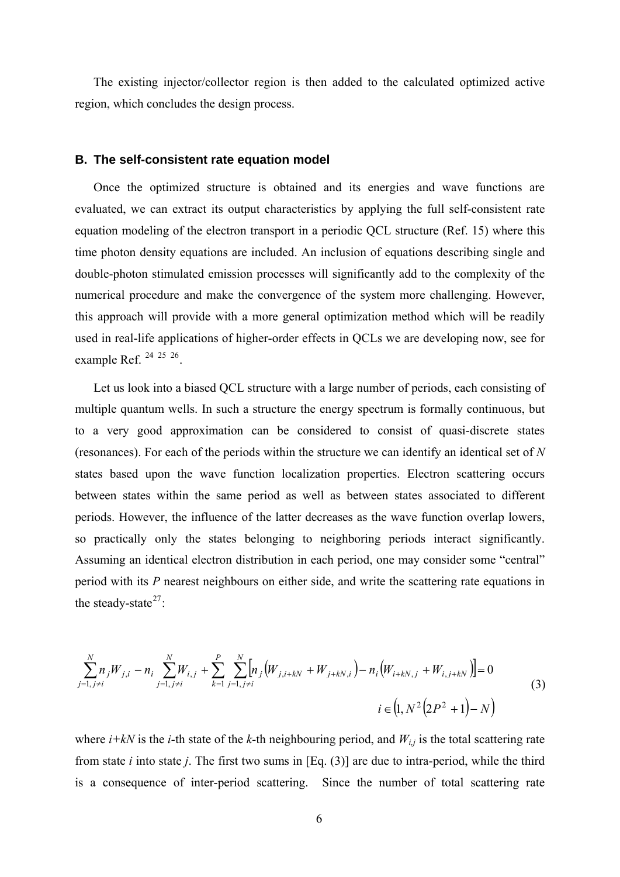The existing injector/collector region is then added to the calculated optimized active region, which concludes the design process.

### B. The self-consistent rate equation model

Once the optimized structure is obtained and its energies and wave functions are evaluated, we can extract its output characteristics by applying the full self-consistent rate equation modeling of the electron transport in a periodic QCL structure (Ref. 15) where this time photon density equations are included. An inclusion of equations describing single and double-photon stimulated emission processes will significantly add to the complexity of the numerical procedure and make the convergence of the system more challenging. However, this approach will provide with a more general optimization method which will be readily used in real-life applications of higher-order effects in QCLs we are developing now, see for example Ref. [24] [25] [26].

Let us look into a biased QCL structure with a large number of periods, each consisting of multiple quantum wells. In such a structure the energy spectrum is formally continuous, but to a very good approximation can be considered to consist of quasi-discrete states (resonances). For each of the periods within the structure we can identify an identical set of *N* states based upon the wave function localization properties. Electron scattering occurs between states within the same period as well as between states associated to different periods. However, the influence of the latter decreases as the wave function overlap lowers, so practically only the states belonging to neighboring periods interact significantly. Assuming an identical electron distribution in each period, one may consider some "central" period with its *P* nearest neighbours on either side, and write the scattering rate equations in the steady-state[27]:

$$\sum_{j=1, j\neq i}^{N} n_j W_{j,i} - n_i \sum_{j=1, j\neq i}^{N} W_{i,j} + \sum_{k=1}^{P} \sum_{j=1, j\neq i}^{N} \left[ n_j \left( W_{j,i+kN} + W_{j+kN,i} \right) - n_i \left( W_{i+kN,j} + W_{i,j+kN} \right) \right] = 0 \tag{3}$$

$$i \in \left(1, N^2\left(2P^2+1\right) - N\right)$$

where $i+kN$ is the *i*-th state of the *k*-th neighbouring period, and $W_{i,j}$ is the total scattering rate from state *i* into state *j*. The first two sums in [Eq. (3)] are due to intra-period, while the third is a consequence of inter-period scattering. Since the number of total scattering rate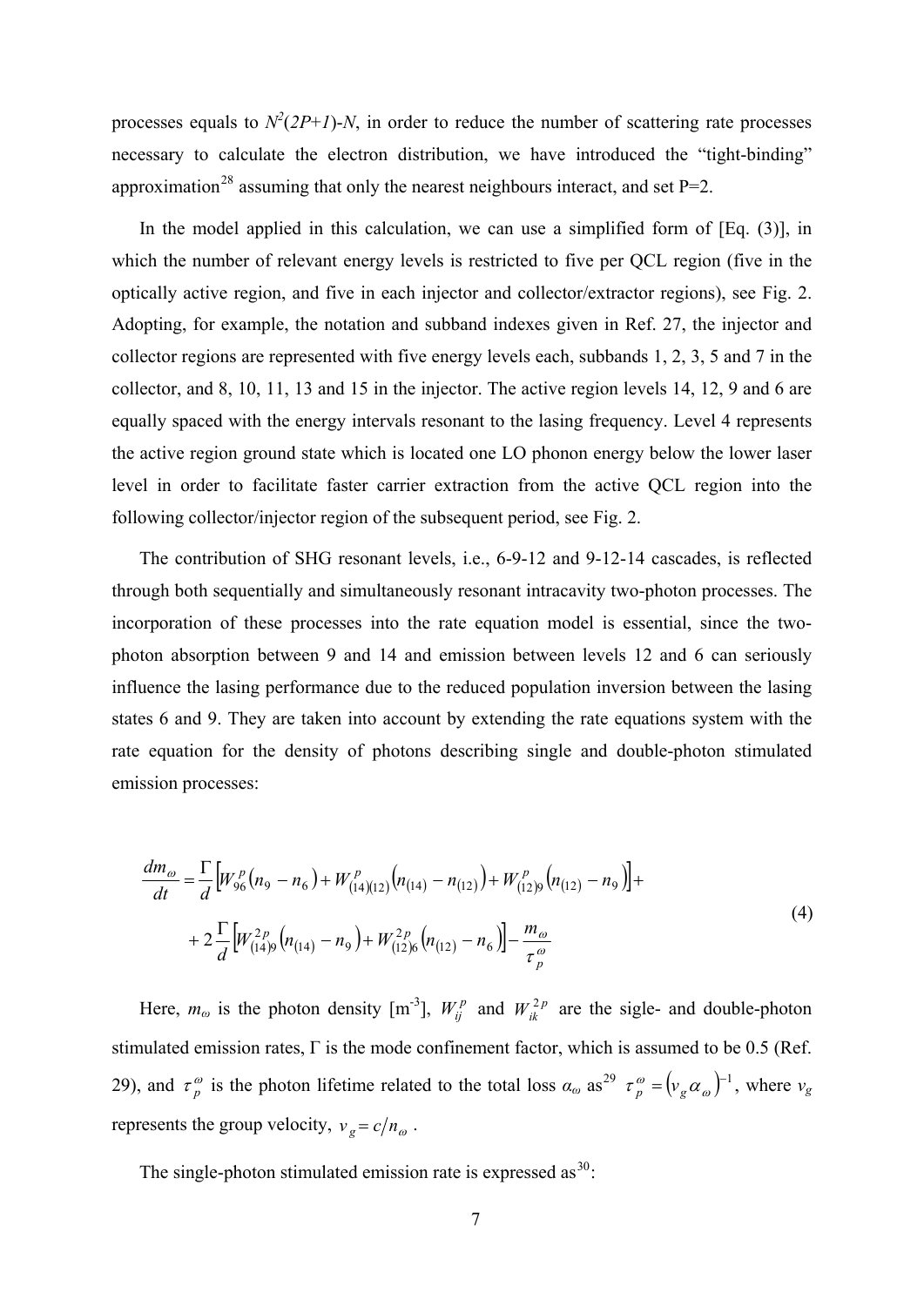processes equals to $N^2(2P+1)-N$, in order to reduce the number of scattering rate processes necessary to calculate the electron distribution, we have introduced the "tight-binding" approximation[28] assuming that only the nearest neighbours interact, and set P=2.

In the model applied in this calculation, we can use a simplified form of [Eq. (3)], in which the number of relevant energy levels is restricted to five per QCL region (five in the optically active region, and five in each injector and collector/extractor regions), see Fig. 2. Adopting, for example, the notation and subband indexes given in Ref. 27, the injector and collector regions are represented with five energy levels each, subbands 1, 2, 3, 5 and 7 in the collector, and 8, 10, 11, 13 and 15 in the injector. The active region levels 14, 12, 9 and 6 are equally spaced with the energy intervals resonant to the lasing frequency. Level 4 represents the active region ground state which is located one LO phonon energy below the lower laser level in order to facilitate faster carrier extraction from the active QCL region into the following collector/injector region of the subsequent period, see Fig. 2.

The contribution of SHG resonant levels, i.e., 6-9-12 and 9-12-14 cascades, is reflected through both sequentially and simultaneously resonant intracavity two-photon processes. The incorporation of these processes into the rate equation model is essential, since the two-photon absorption between 9 and 14 and emission between levels 12 and 6 can seriously influence the lasing performance due to the reduced population inversion between the lasing states 6 and 9. They are taken into account by extending the rate equations system with the rate equation for the density of photons describing single and double-photon stimulated emission processes:

$$\frac{dm_\omega}{dt} = \frac{\Gamma}{d}\left[W_{96}^{p}(n_9 - n_6) + W_{(14)(12)}^{p}\left(n_{(14)} - n_{(12)}\right) + W_{(12)9}^{p}\left(n_{(12)} - n_9\right)\right] + \\ + 2\frac{\Gamma}{d}\left[W_{(14)9}^{2p}\left(n_{(14)} - n_9\right) + W_{(12)6}^{2p}\left(n_{(12)} - n_6\right)\right] - \frac{m_\omega}{\tau_p^\omega} \tag{4}$$

Here, $m_\omega$ is the photon density [m$^{-3}$], $W_{ij}^{p}$ and $W_{ik}^{2p}$ are the sigle- and double-photon stimulated emission rates, $\Gamma$ is the mode confinement factor, which is assumed to be 0.5 (Ref. 29), and $\tau_p^\omega$ is the photon lifetime related to the total loss $\alpha_\omega$ as[29] $\tau_p^\omega = \left(v_g \alpha_\omega\right)^{-1}$, where $v_g$ represents the group velocity, $v_g = c/n_\omega$.

The single-photon stimulated emission rate is expressed as[30]: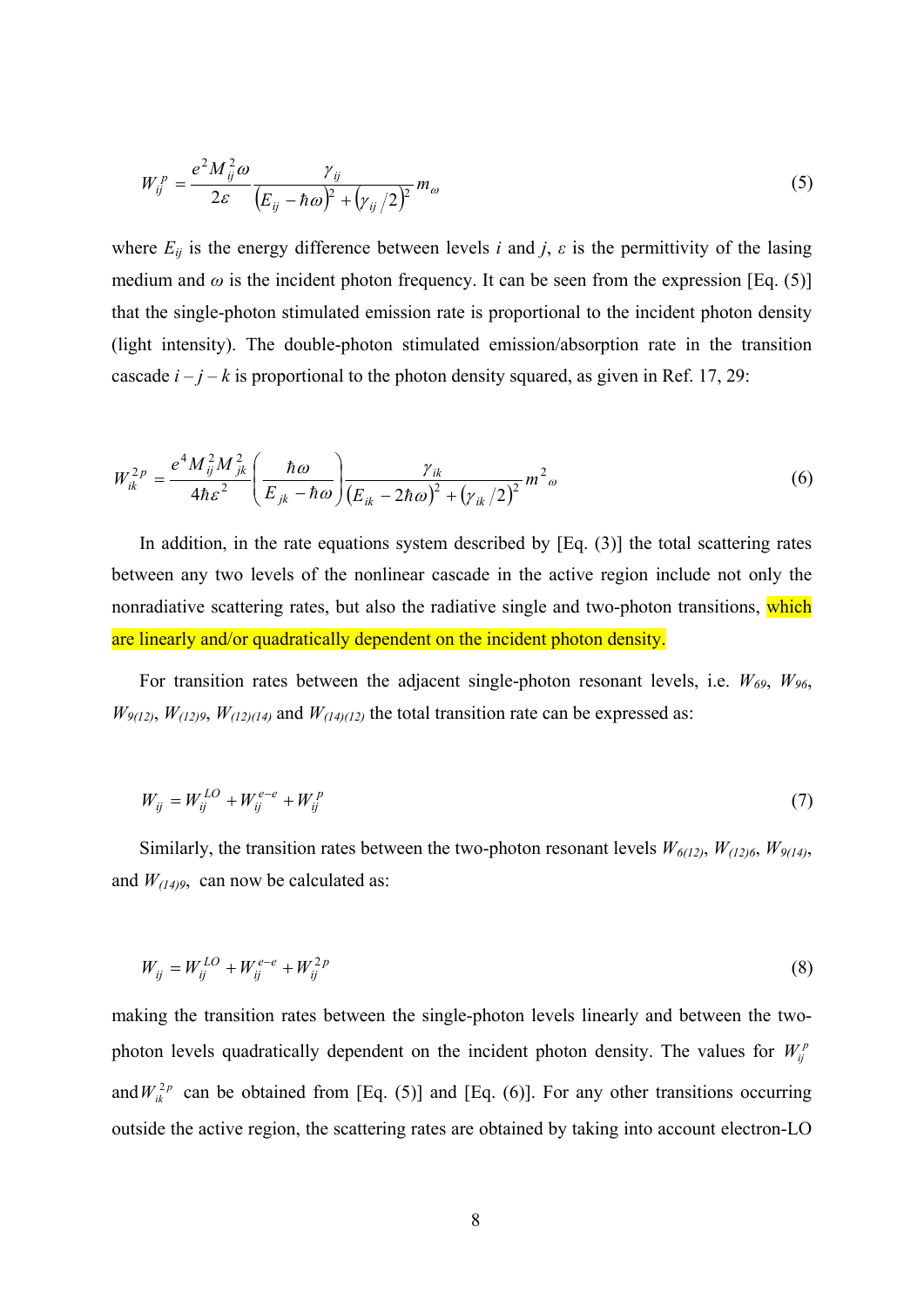$$W_{ij}^{p} = \frac{e^2 M_{ij}^2 \omega}{2\varepsilon} \frac{\gamma_{ij}}{\left(E_{ij} - \hbar\omega\right)^2 + \left(\gamma_{ij}/2\right)^2} m_{\omega} \tag{5}$$

where $E_{ij}$ is the energy difference between levels $i$ and $j$, $\varepsilon$ is the permittivity of the lasing medium and $\omega$ is the incident photon frequency. It can be seen from the expression [Eq. (5)] that the single-photon stimulated emission rate is proportional to the incident photon density (light intensity). The double-photon stimulated emission/absorption rate in the transition cascade $i - j - k$ is proportional to the photon density squared, as given in Ref. 17, 29:

$$W_{ik}^{2p} = \frac{e^4 M_{ij}^2 M_{jk}^2}{4\hbar\varepsilon^2} \left( \frac{\hbar\omega}{E_{jk} - \hbar\omega} \right) \frac{\gamma_{ik}}{\left(E_{ik} - 2\hbar\omega\right)^2 + \left(\gamma_{ik}/2\right)^2} m^2{}_{\omega} \tag{6}$$

In addition, in the rate equations system described by [Eq. (3)] the total scattering rates between any two levels of the nonlinear cascade in the active region include not only the nonradiative scattering rates, but also the radiative single and two-photon transitions, which are linearly and/or quadratically dependent on the incident photon density.

For transition rates between the adjacent single-photon resonant levels, i.e. $W_{69}$, $W_{96}$, $W_{9(12)}$, $W_{(12)9}$, $W_{(12)(14)}$ and $W_{(14)(12)}$ the total transition rate can be expressed as:

$$W_{ij} = W_{ij}^{LO} + W_{ij}^{e-e} + W_{ij}^{p} \tag{7}$$

Similarly, the transition rates between the two-photon resonant levels $W_{6(12)}$, $W_{(12)6}$, $W_{9(14)}$, and $W_{(14)9}$, can now be calculated as:

$$W_{ij} = W_{ij}^{LO} + W_{ij}^{e-e} + W_{ij}^{2p} \tag{8}$$

making the transition rates between the single-photon levels linearly and between the two-photon levels quadratically dependent on the incident photon density. The values for $W_{ij}^{p}$ and $W_{ik}^{2p}$ can be obtained from [Eq. (5)] and [Eq. (6)]. For any other transitions occurring outside the active region, the scattering rates are obtained by taking into account electron-LO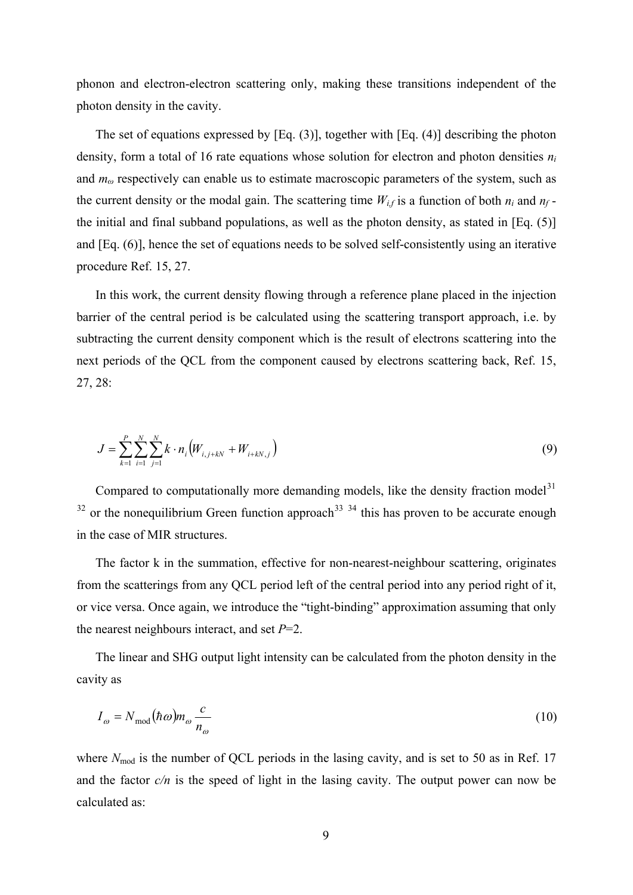phonon and electron-electron scattering only, making these transitions independent of the photon density in the cavity.

The set of equations expressed by [Eq. (3)], together with [Eq. (4)] describing the photon density, form a total of 16 rate equations whose solution for electron and photon densities $n_i$ and $m_\omega$ respectively can enable us to estimate macroscopic parameters of the system, such as the current density or the modal gain. The scattering time $W_{i,f}$ is a function of both $n_i$ and $n_f$ - the initial and final subband populations, as well as the photon density, as stated in [Eq. (5)] and [Eq. (6)], hence the set of equations needs to be solved self-consistently using an iterative procedure Ref. 15, 27.

In this work, the current density flowing through a reference plane placed in the injection barrier of the central period is be calculated using the scattering transport approach, i.e. by subtracting the current density component which is the result of electrons scattering into the next periods of the QCL from the component caused by electrons scattering back, Ref. 15, 27, 28:

$$J = \sum_{k=1}^{P} \sum_{i=1}^{N} \sum_{j=1}^{N} k \cdot n_i \left( W_{i,j+kN} + W_{i+kN,j} \right) \tag{9}$$

Compared to computationally more demanding models, like the density fraction model[31] [32] or the nonequilibrium Green function approach[33] [34] this has proven to be accurate enough in the case of MIR structures.

The factor k in the summation, effective for non-nearest-neighbour scattering, originates from the scatterings from any QCL period left of the central period into any period right of it, or vice versa. Once again, we introduce the "tight-binding" approximation assuming that only the nearest neighbours interact, and set $P$=2.

The linear and SHG output light intensity can be calculated from the photon density in the cavity as

$$I_\omega = N_{\text{mod}} (\hbar\omega) m_\omega \frac{c}{n_\omega} \tag{10}$$

where $N_{\text{mod}}$ is the number of QCL periods in the lasing cavity, and is set to 50 as in Ref. 17 and the factor $c/n$ is the speed of light in the lasing cavity. The output power can now be calculated as: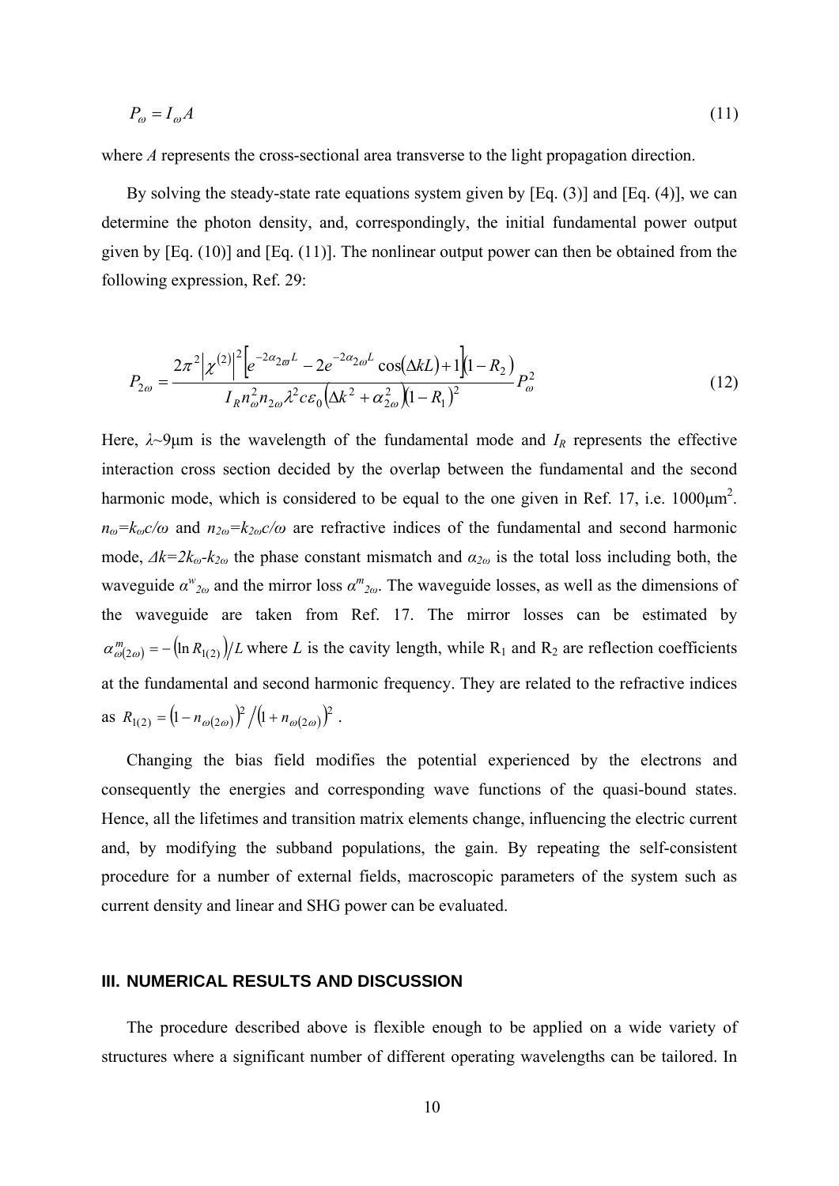$$P_{\omega} = I_{\omega} A \tag{11}$$

where $A$ represents the cross-sectional area transverse to the light propagation direction.

By solving the steady-state rate equations system given by [Eq. (3)] and [Eq. (4)], we can determine the photon density, and, correspondingly, the initial fundamental power output given by [Eq. (10)] and [Eq. (11)]. The nonlinear output power can then be obtained from the following expression, Ref. 29:

$$P_{2\omega} = \frac{2\pi^2 \left|\chi^{(2)}\right|^2 \left[e^{-2\alpha_{2\varpi} L} - 2e^{-2\alpha_{2\omega} L}\cos(\Delta k L) + 1\right](1 - R_2)}{I_R n_{\omega}^2 n_{2\omega} \lambda^2 c \varepsilon_0 \left(\Delta k^2 + \alpha_{2\omega}^2\right)(1 - R_1)^2} P_{\omega}^2 \tag{12}$$

Here, $\lambda$~9μm is the wavelength of the fundamental mode and $I_R$ represents the effective interaction cross section decided by the overlap between the fundamental and the second harmonic mode, which is considered to be equal to the one given in Ref. 17, i.e. 1000μm$^2$. $n_{\omega}=k_{\omega}c/\omega$ and $n_{2\omega}=k_{2\omega}c/\omega$ are refractive indices of the fundamental and second harmonic mode, $\Delta k=2k_{\omega}-k_{2\omega}$ the phase constant mismatch and $\alpha_{2\omega}$ is the total loss including both, the waveguide $\alpha^{w}_{2\omega}$ and the mirror loss $\alpha^{m}_{2\omega}$. The waveguide losses, as well as the dimensions of the waveguide are taken from Ref. 17. The mirror losses can be estimated by $\alpha^{m}_{\omega(2\omega)} = -\left(\ln R_{1(2)}\right)/L$ where $L$ is the cavity length, while $R_1$ and $R_2$ are reflection coefficients at the fundamental and second harmonic frequency. They are related to the refractive indices as $R_{1(2)} = \left(1 - n_{\omega(2\omega)}\right)^2 / \left(1 + n_{\omega(2\omega)}\right)^2$ .

Changing the bias field modifies the potential experienced by the electrons and consequently the energies and corresponding wave functions of the quasi-bound states. Hence, all the lifetimes and transition matrix elements change, influencing the electric current and, by modifying the subband populations, the gain. By repeating the self-consistent procedure for a number of external fields, macroscopic parameters of the system such as current density and linear and SHG power can be evaluated.

## III. NUMERICAL RESULTS AND DISCUSSION

The procedure described above is flexible enough to be applied on a wide variety of structures where a significant number of different operating wavelengths can be tailored. In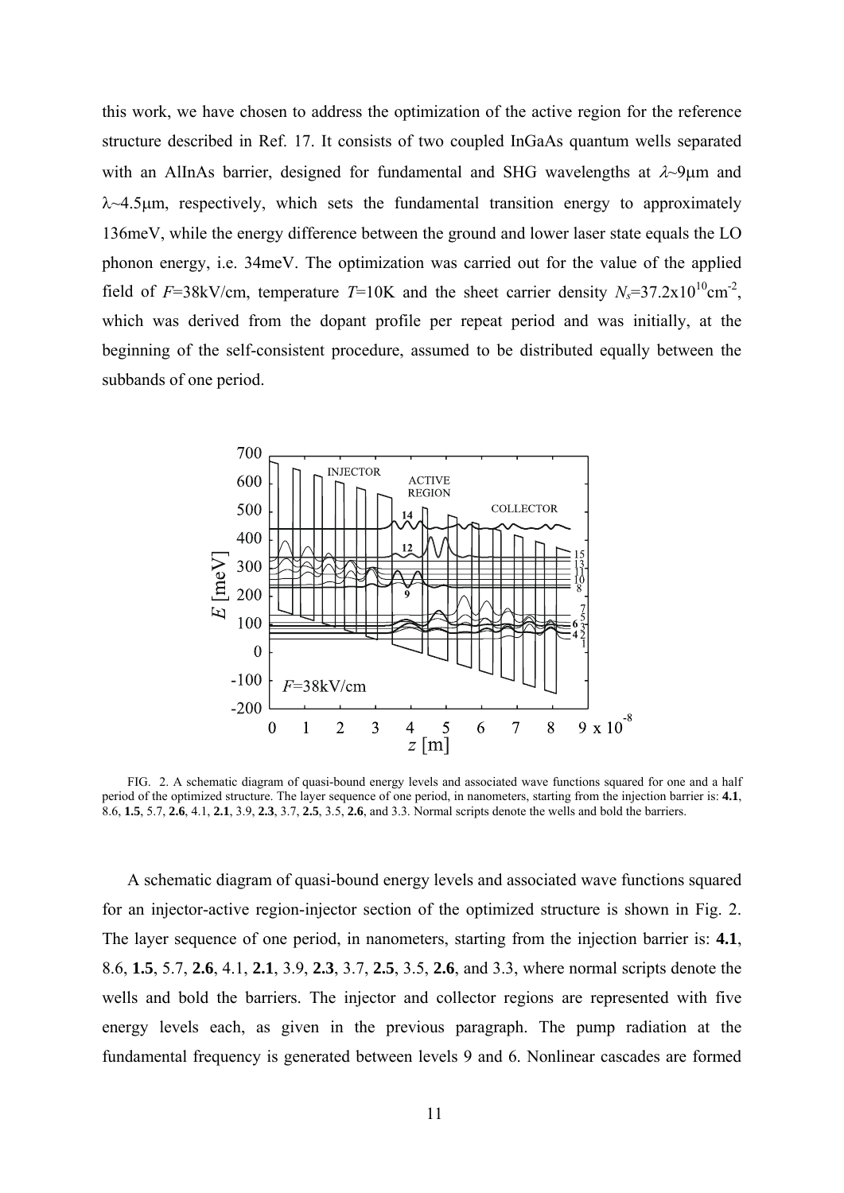this work, we have chosen to address the optimization of the active region for the reference structure described in Ref. 17. It consists of two coupled InGaAs quantum wells separated with an AlInAs barrier, designed for fundamental and SHG wavelengths at $\lambda$~9μm and $\lambda$~4.5μm, respectively, which sets the fundamental transition energy to approximately 136meV, while the energy difference between the ground and lower laser state equals the LO phonon energy, i.e. 34meV. The optimization was carried out for the value of the applied field of $F$=38kV/cm, temperature $T$=10K and the sheet carrier density $N_s$=37.2x10$^{10}$cm$^{-2}$, which was derived from the dopant profile per repeat period and was initially, at the beginning of the self-consistent procedure, assumed to be distributed equally between the subbands of one period.

FIG. 2. A schematic diagram of quasi-bound energy levels and associated wave functions squared for one and a half period of the optimized structure. The layer sequence of one period, in nanometers, starting from the injection barrier is: **4.1**, 8.6, **1.5**, 5.7, **2.6**, 4.1, **2.1**, 3.9, **2.3**, 3.7, **2.5**, 3.5, **2.6**, and 3.3. Normal scripts denote the wells and bold the barriers.

A schematic diagram of quasi-bound energy levels and associated wave functions squared for an injector-active region-injector section of the optimized structure is shown in Fig. 2. The layer sequence of one period, in nanometers, starting from the injection barrier is: **4.1**, 8.6, **1.5**, 5.7, **2.6**, 4.1, **2.1**, 3.9, **2.3**, 3.7, **2.5**, 3.5, **2.6**, and 3.3, where normal scripts denote the wells and bold the barriers. The injector and collector regions are represented with five energy levels each, as given in the previous paragraph. The pump radiation at the fundamental frequency is generated between levels 9 and 6. Nonlinear cascades are formed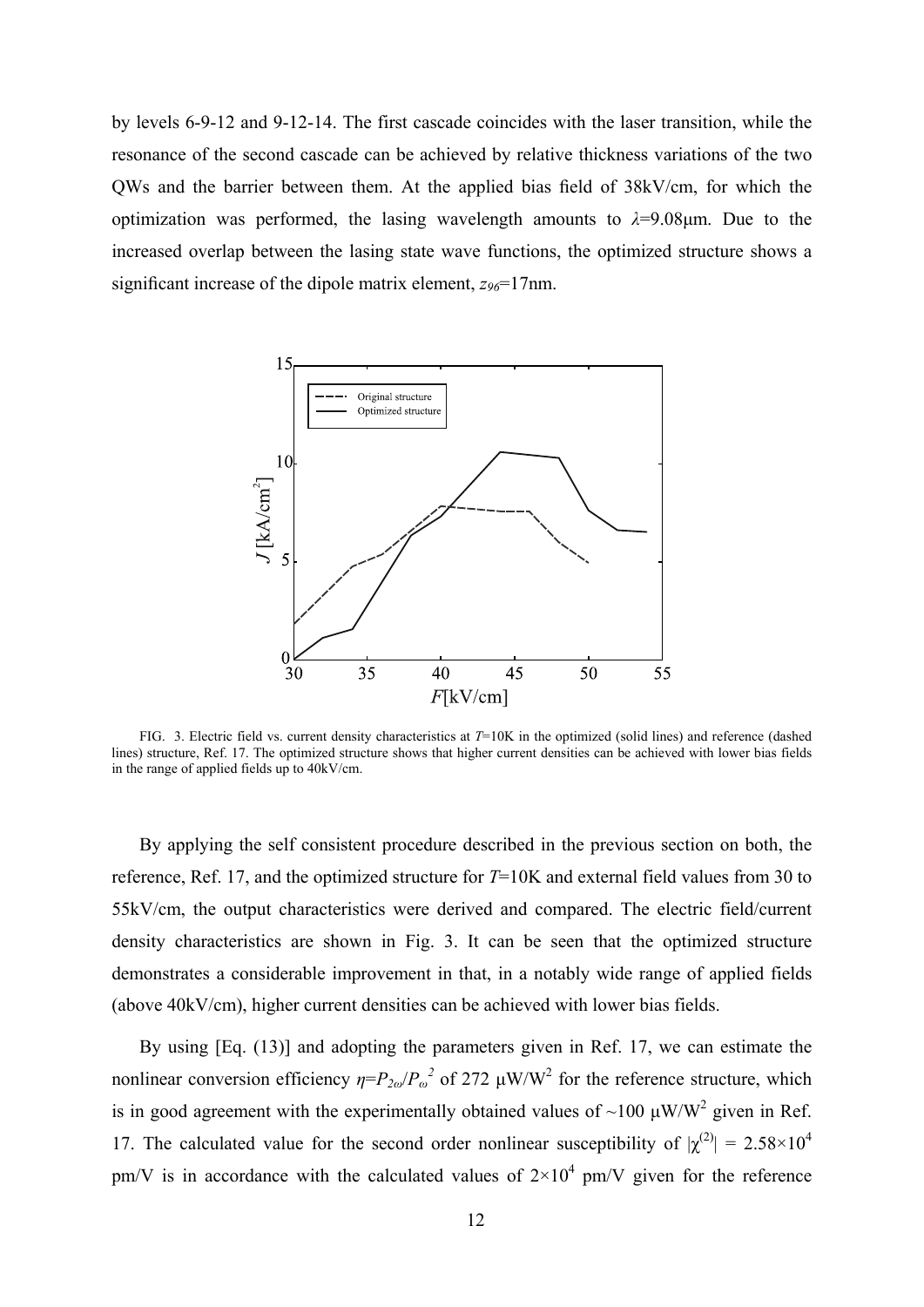by levels 6-9-12 and 9-12-14. The first cascade coincides with the laser transition, while the resonance of the second cascade can be achieved by relative thickness variations of the two QWs and the barrier between them. At the applied bias field of 38kV/cm, for which the optimization was performed, the lasing wavelength amounts to $\lambda$=9.08μm. Due to the increased overlap between the lasing state wave functions, the optimized structure shows a significant increase of the dipole matrix element, $z_{96}$=17nm.

FIG. 3. Electric field vs. current density characteristics at $T$=10K in the optimized (solid lines) and reference (dashed lines) structure, Ref. 17. The optimized structure shows that higher current densities can be achieved with lower bias fields in the range of applied fields up to 40kV/cm.

By applying the self consistent procedure described in the previous section on both, the reference, Ref. 17, and the optimized structure for $T$=10K and external field values from 30 to 55kV/cm, the output characteristics were derived and compared. The electric field/current density characteristics are shown in Fig. 3. It can be seen that the optimized structure demonstrates a considerable improvement in that, in a notably wide range of applied fields (above 40kV/cm), higher current densities can be achieved with lower bias fields.

By using [Eq. (13)] and adopting the parameters given in Ref. 17, we can estimate the nonlinear conversion efficiency $\eta=P_{2\omega}/P_{\omega}^{2}$ of 272 μW/W$^2$ for the reference structure, which is in good agreement with the experimentally obtained values of ~100 μW/W$^2$ given in Ref. 17. The calculated value for the second order nonlinear susceptibility of $|\chi^{(2)}|$ = 2.58×10$^4$ pm/V is in accordance with the calculated values of 2×10$^4$ pm/V given for the reference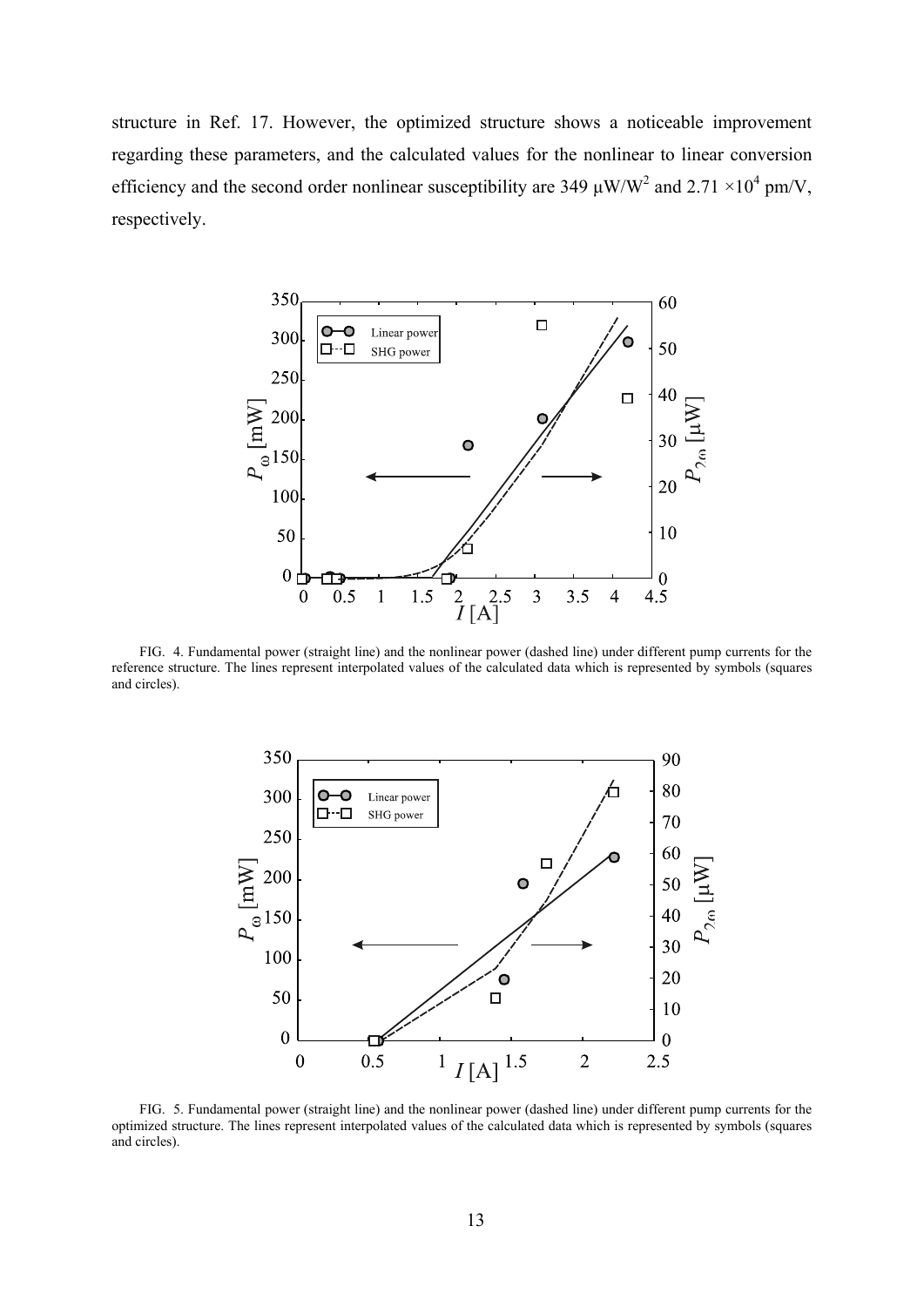structure in Ref. 17. However, the optimized structure shows a noticeable improvement regarding these parameters, and the calculated values for the nonlinear to linear conversion efficiency and the second order nonlinear susceptibility are 349 $\mu W/W^2$ and $2.71 \times 10^4$ pm/V, respectively.

FIG. 4. Fundamental power (straight line) and the nonlinear power (dashed line) under different pump currents for the reference structure. The lines represent interpolated values of the calculated data which is represented by symbols (squares and circles).

FIG. 5. Fundamental power (straight line) and the nonlinear power (dashed line) under different pump currents for the optimized structure. The lines represent interpolated values of the calculated data which is represented by symbols (squares and circles).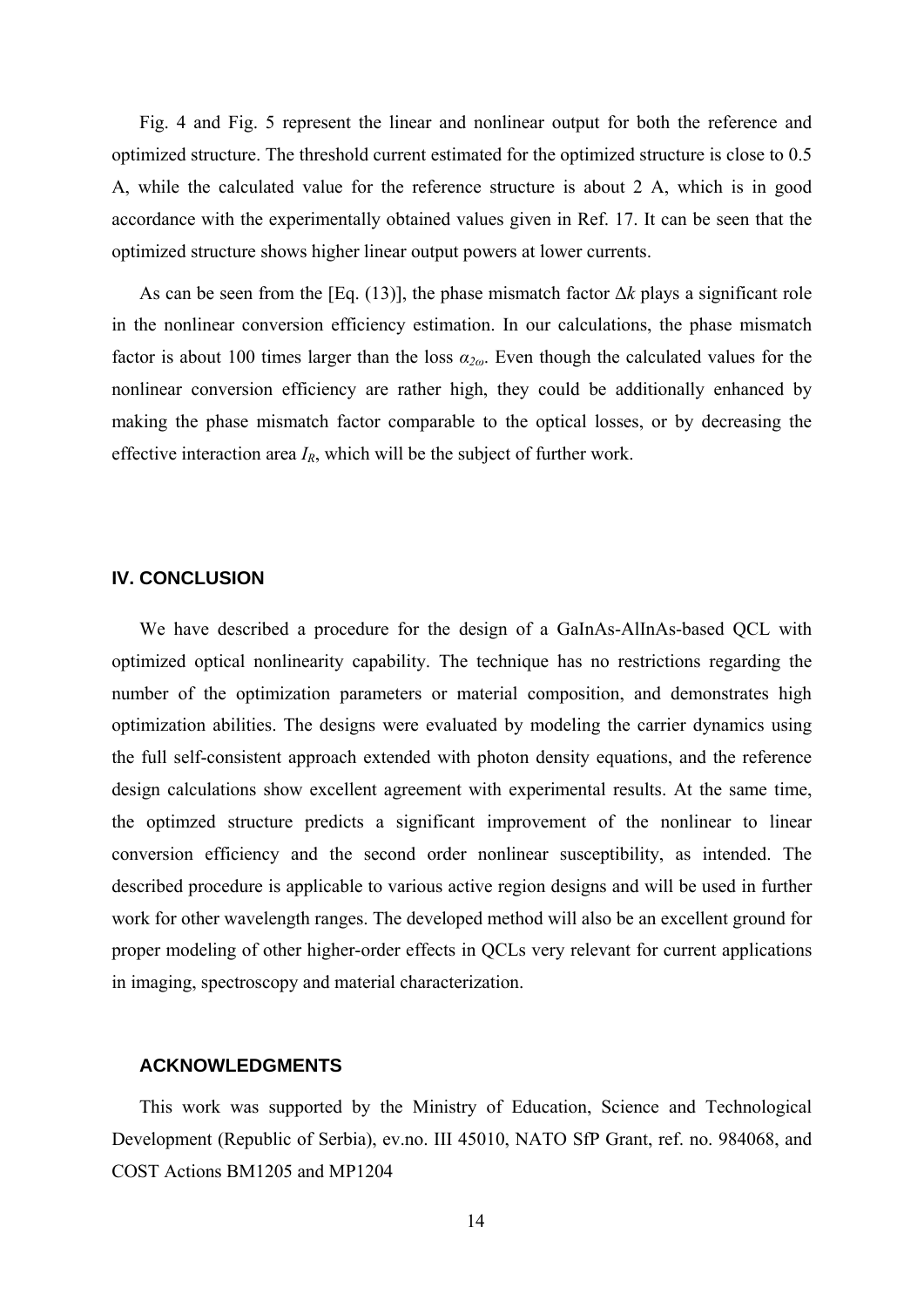Fig. 4 and Fig. 5 represent the linear and nonlinear output for both the reference and optimized structure. The threshold current estimated for the optimized structure is close to 0.5 A, while the calculated value for the reference structure is about 2 A, which is in good accordance with the experimentally obtained values given in Ref. 17. It can be seen that the optimized structure shows higher linear output powers at lower currents.

As can be seen from the [Eq. (13)], the phase mismatch factor $\Delta k$ plays a significant role in the nonlinear conversion efficiency estimation. In our calculations, the phase mismatch factor is about 100 times larger than the loss $\alpha_{2\omega}$. Even though the calculated values for the nonlinear conversion efficiency are rather high, they could be additionally enhanced by making the phase mismatch factor comparable to the optical losses, or by decreasing the effective interaction area $I_R$, which will be the subject of further work.

## IV. CONCLUSION

We have described a procedure for the design of a GaInAs-AlInAs-based QCL with optimized optical nonlinearity capability. The technique has no restrictions regarding the number of the optimization parameters or material composition, and demonstrates high optimization abilities. The designs were evaluated by modeling the carrier dynamics using the full self-consistent approach extended with photon density equations, and the reference design calculations show excellent agreement with experimental results. At the same time, the optimzed structure predicts a significant improvement of the nonlinear to linear conversion efficiency and the second order nonlinear susceptibility, as intended. The described procedure is applicable to various active region designs and will be used in further work for other wavelength ranges. The developed method will also be an excellent ground for proper modeling of other higher-order effects in QCLs very relevant for current applications in imaging, spectroscopy and material characterization.

### ACKNOWLEDGMENTS

This work was supported by the Ministry of Education, Science and Technological Development (Republic of Serbia), ev.no. III 45010, NATO SfP Grant, ref. no. 984068, and COST Actions BM1205 and MP1204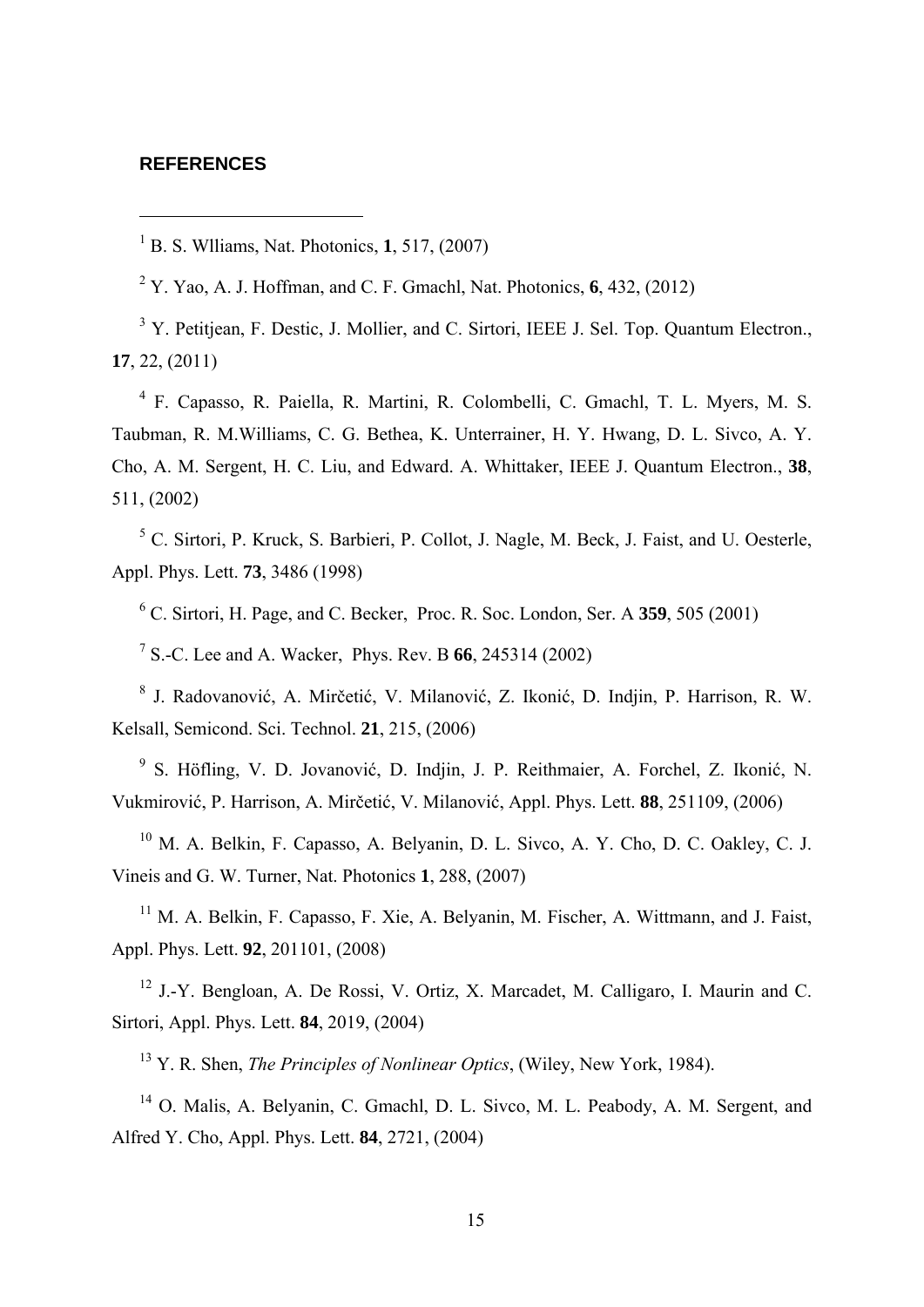### REFERENCES

[1] B. S. Wlliams, Nat. Photonics, **1**, 517, (2007)

[2] Y. Yao, A. J. Hoffman, and C. F. Gmachl, Nat. Photonics, **6**, 432, (2012)

[3] Y. Petitjean, F. Destic, J. Mollier, and C. Sirtori, IEEE J. Sel. Top. Quantum Electron., **17**, 22, (2011)

[4] F. Capasso, R. Paiella, R. Martini, R. Colombelli, C. Gmachl, T. L. Myers, M. S. Taubman, R. M.Williams, C. G. Bethea, K. Unterrainer, H. Y. Hwang, D. L. Sivco, A. Y. Cho, A. M. Sergent, H. C. Liu, and Edward. A. Whittaker, IEEE J. Quantum Electron., **38**, 511, (2002)

[5] C. Sirtori, P. Kruck, S. Barbieri, P. Collot, J. Nagle, M. Beck, J. Faist, and U. Oesterle, Appl. Phys. Lett. **73**, 3486 (1998)

[6] C. Sirtori, H. Page, and C. Becker, Proc. R. Soc. London, Ser. A **359**, 505 (2001)

[7] S.-C. Lee and A. Wacker, Phys. Rev. B **66**, 245314 (2002)

[8] J. Radovanović, A. Mirčetić, V. Milanović, Z. Ikonić, D. Indjin, P. Harrison, R. W. Kelsall, Semicond. Sci. Technol. **21**, 215, (2006)

[9] S. Höfling, V. D. Jovanović, D. Indjin, J. P. Reithmaier, A. Forchel, Z. Ikonić, N. Vukmirović, P. Harrison, A. Mirčetić, V. Milanović, Appl. Phys. Lett. **88**, 251109, (2006)

[10] M. A. Belkin, F. Capasso, A. Belyanin, D. L. Sivco, A. Y. Cho, D. C. Oakley, C. J. Vineis and G. W. Turner, Nat. Photonics **1**, 288, (2007)

[11] M. A. Belkin, F. Capasso, F. Xie, A. Belyanin, M. Fischer, A. Wittmann, and J. Faist, Appl. Phys. Lett. **92**, 201101, (2008)

[12] J.-Y. Bengloan, A. De Rossi, V. Ortiz, X. Marcadet, M. Calligaro, I. Maurin and C. Sirtori, Appl. Phys. Lett. **84**, 2019, (2004)

[13] Y. R. Shen, *The Principles of Nonlinear Optics*, (Wiley, New York, 1984).

[14] O. Malis, A. Belyanin, C. Gmachl, D. L. Sivco, M. L. Peabody, A. M. Sergent, and Alfred Y. Cho, Appl. Phys. Lett. **84**, 2721, (2004)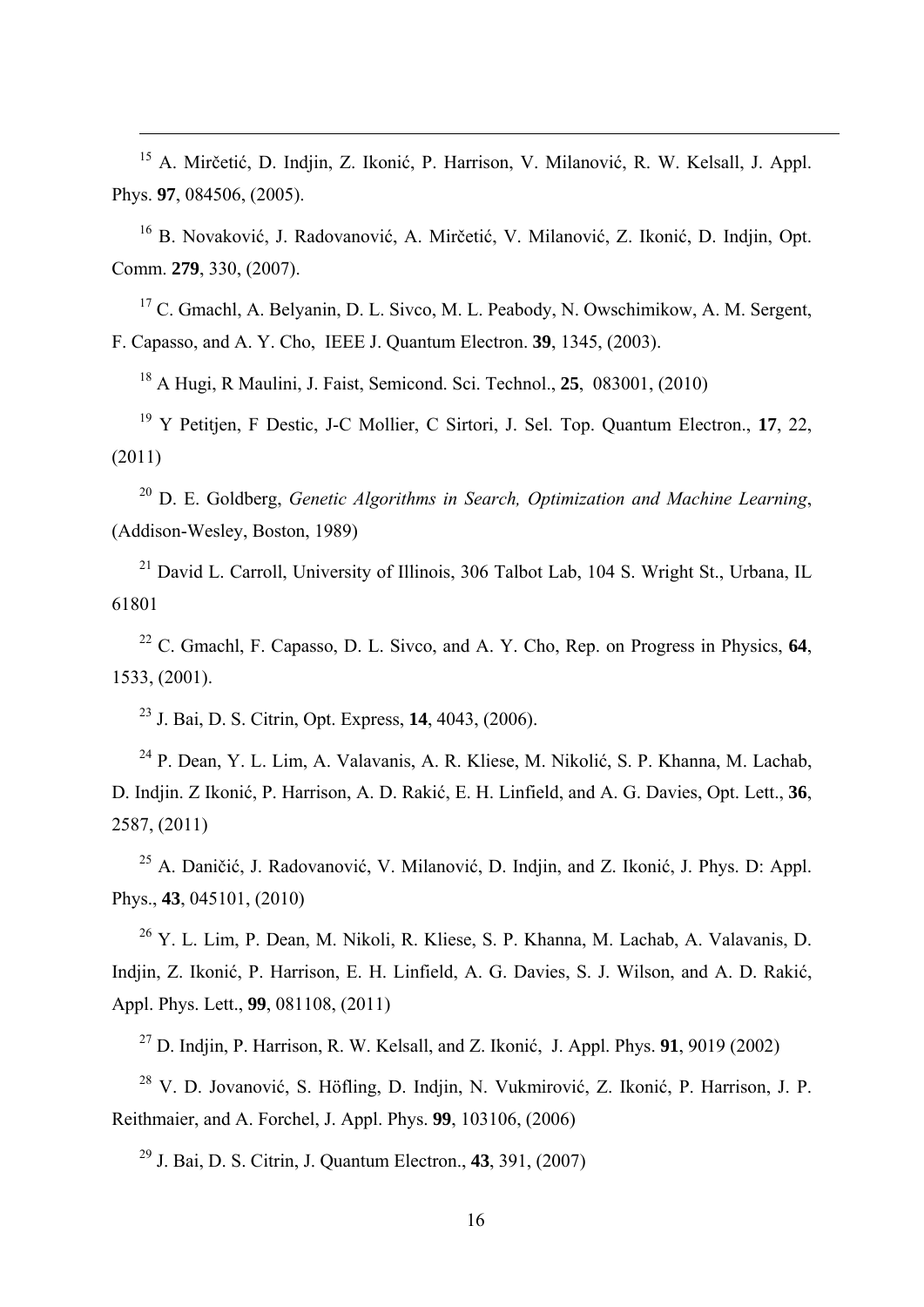[15] A. Mirčetić, D. Indjin, Z. Ikonić, P. Harrison, V. Milanović, R. W. Kelsall, J. Appl. Phys. **97**, 084506, (2005).

[16] B. Novaković, J. Radovanović, A. Mirčetić, V. Milanović, Z. Ikonić, D. Indjin, Opt. Comm. **279**, 330, (2007).

[17] C. Gmachl, A. Belyanin, D. L. Sivco, M. L. Peabody, N. Owschimikow, A. M. Sergent, F. Capasso, and A. Y. Cho, IEEE J. Quantum Electron. **39**, 1345, (2003).

[18] A Hugi, R Maulini, J. Faist, Semicond. Sci. Technol., **25**, 083001, (2010)

[19] Y Petitjen, F Destic, J-C Mollier, C Sirtori, J. Sel. Top. Quantum Electron., **17**, 22, (2011)

[20] D. E. Goldberg, *Genetic Algorithms in Search, Optimization and Machine Learning*, (Addison-Wesley, Boston, 1989)

[21] David L. Carroll, University of Illinois, 306 Talbot Lab, 104 S. Wright St., Urbana, IL 61801

[22] C. Gmachl, F. Capasso, D. L. Sivco, and A. Y. Cho, Rep. on Progress in Physics, **64**, 1533, (2001).

[23] J. Bai, D. S. Citrin, Opt. Express, **14**, 4043, (2006).

[24] P. Dean, Y. L. Lim, A. Valavanis, A. R. Kliese, M. Nikolić, S. P. Khanna, M. Lachab, D. Indjin. Z Ikonić, P. Harrison, A. D. Rakić, E. H. Linfield, and A. G. Davies, Opt. Lett., **36**, 2587, (2011)

[25] A. Daničić, J. Radovanović, V. Milanović, D. Indjin, and Z. Ikonić, J. Phys. D: Appl. Phys., **43**, 045101, (2010)

[26] Y. L. Lim, P. Dean, M. Nikoli, R. Kliese, S. P. Khanna, M. Lachab, A. Valavanis, D. Indjin, Z. Ikonić, P. Harrison, E. H. Linfield, A. G. Davies, S. J. Wilson, and A. D. Rakić, Appl. Phys. Lett., **99**, 081108, (2011)

[27] D. Indjin, P. Harrison, R. W. Kelsall, and Z. Ikonić, J. Appl. Phys. **91**, 9019 (2002)

[28] V. D. Jovanović, S. Höfling, D. Indjin, N. Vukmirović, Z. Ikonić, P. Harrison, J. P. Reithmaier, and A. Forchel, J. Appl. Phys. **99**, 103106, (2006)

[29] J. Bai, D. S. Citrin, J. Quantum Electron., **43**, 391, (2007)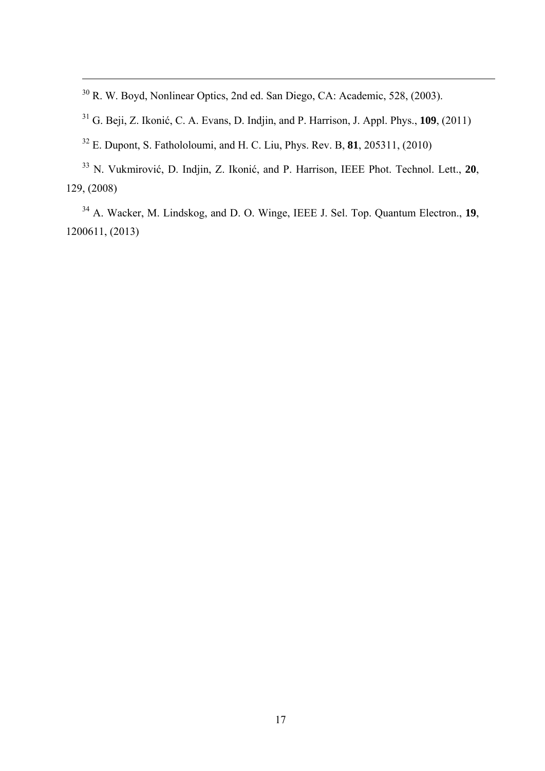[30] R. W. Boyd, Nonlinear Optics, 2nd ed. San Diego, CA: Academic, 528, (2003).

[31] G. Beji, Z. Ikonić, C. A. Evans, D. Indjin, and P. Harrison, J. Appl. Phys., **109**, (2011)

[32] E. Dupont, S. Fathololoumi, and H. C. Liu, Phys. Rev. B, **81**, 205311, (2010)

[33] N. Vukmirović, D. Indjin, Z. Ikonić, and P. Harrison, IEEE Phot. Technol. Lett., **20**, 129, (2008)

[34] A. Wacker, M. Lindskog, and D. O. Winge, IEEE J. Sel. Top. Quantum Electron., **19**, 1200611, (2013)